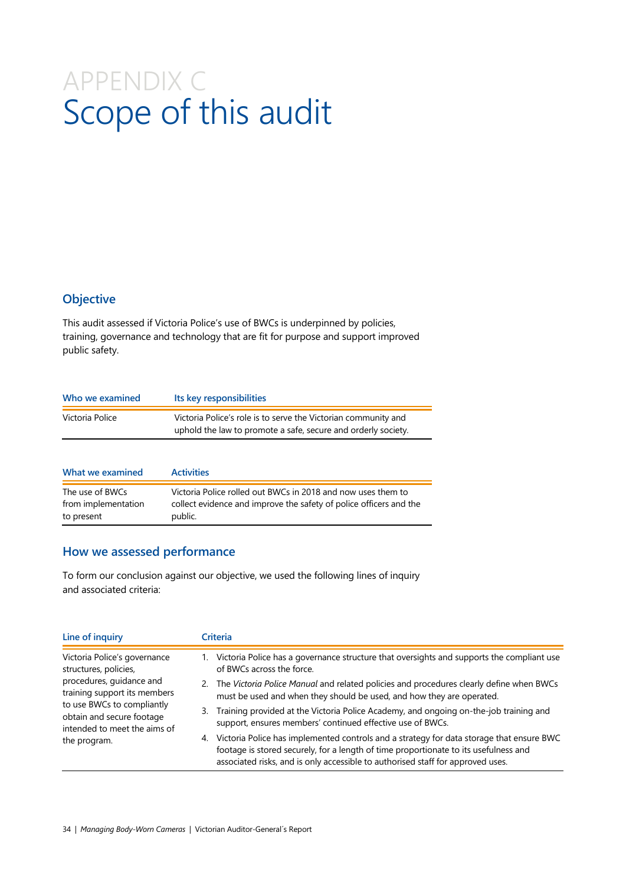# APPENDIX C
# Scope of this audit

## Objective

This audit assessed if Victoria Police's use of BWCs is underpinned by policies, training, governance and technology that are fit for purpose and support improved public safety.

| Who we examined | Its key responsibilities |
|---|---|
| Victoria Police | Victoria Police's role is to serve the Victorian community and uphold the law to promote a safe, secure and orderly society. |

| What we examined | Activities |
|---|---|
| The use of BWCs from implementation to present | Victoria Police rolled out BWCs in 2018 and now uses them to collect evidence and improve the safety of police officers and the public. |

## How we assessed performance

To form our conclusion against our objective, we used the following lines of inquiry and associated criteria:

| Line of inquiry | Criteria |
|---|---|
| Victoria Police's governance structures, policies, procedures, guidance and training support its members to use BWCs to compliantly obtain and secure footage intended to meet the aims of the program. | 1. Victoria Police has a governance structure that oversights and supports the compliant use of BWCs across the force.<br>2. The *Victoria Police Manual* and related policies and procedures clearly define when BWCs must be used and when they should be used, and how they are operated.<br>3. Training provided at the Victoria Police Academy, and ongoing on-the-job training and support, ensures members' continued effective use of BWCs.<br>4. Victoria Police has implemented controls and a strategy for data storage that ensure BWC footage is stored securely, for a length of time proportionate to its usefulness and associated risks, and is only accessible to authorised staff for approved uses. |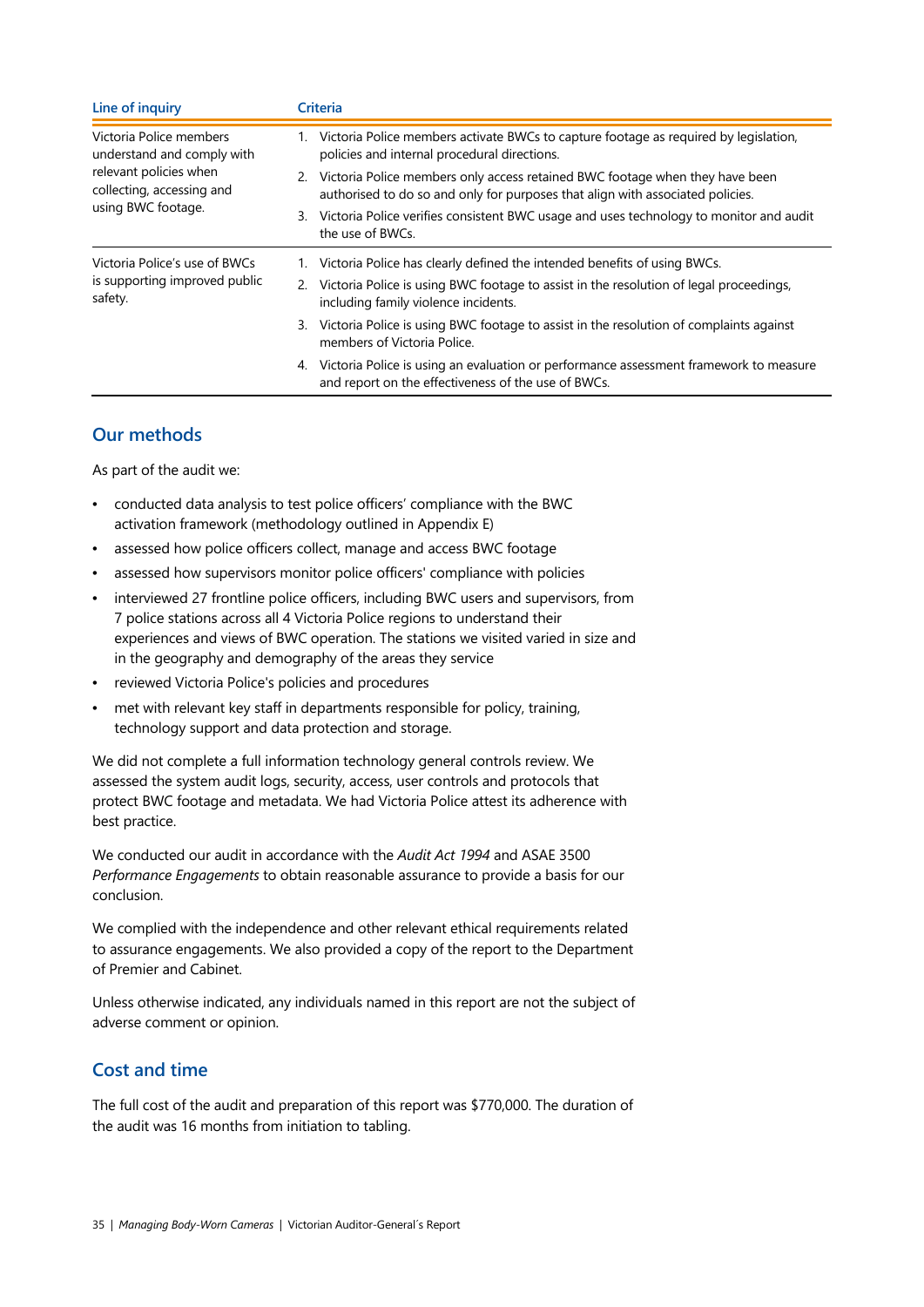| Line of inquiry | Criteria |
|---|---|
| Victoria Police members understand and comply with relevant policies when collecting, accessing and using BWC footage. | 1. Victoria Police members activate BWCs to capture footage as required by legislation, policies and internal procedural directions.<br>2. Victoria Police members only access retained BWC footage when they have been authorised to do so and only for purposes that align with associated policies.<br>3. Victoria Police verifies consistent BWC usage and uses technology to monitor and audit the use of BWCs. |
| Victoria Police's use of BWCs is supporting improved public safety. | 1. Victoria Police has clearly defined the intended benefits of using BWCs.<br>2. Victoria Police is using BWC footage to assist in the resolution of legal proceedings, including family violence incidents.<br>3. Victoria Police is using BWC footage to assist in the resolution of complaints against members of Victoria Police.<br>4. Victoria Police is using an evaluation or performance assessment framework to measure and report on the effectiveness of the use of BWCs. |

## Our methods

As part of the audit we:

- conducted data analysis to test police officers' compliance with the BWC activation framework (methodology outlined in Appendix E)
- assessed how police officers collect, manage and access BWC footage
- assessed how supervisors monitor police officers' compliance with policies
- interviewed 27 frontline police officers, including BWC users and supervisors, from 7 police stations across all 4 Victoria Police regions to understand their experiences and views of BWC operation. The stations we visited varied in size and in the geography and demography of the areas they service
- reviewed Victoria Police's policies and procedures
- met with relevant key staff in departments responsible for policy, training, technology support and data protection and storage.

We did not complete a full information technology general controls review. We assessed the system audit logs, security, access, user controls and protocols that protect BWC footage and metadata. We had Victoria Police attest its adherence with best practice.

We conducted our audit in accordance with the *Audit Act 1994* and ASAE 3500 *Performance Engagements* to obtain reasonable assurance to provide a basis for our conclusion.

We complied with the independence and other relevant ethical requirements related to assurance engagements. We also provided a copy of the report to the Department of Premier and Cabinet.

Unless otherwise indicated, any individuals named in this report are not the subject of adverse comment or opinion.

## Cost and time

The full cost of the audit and preparation of this report was $770,000. The duration of the audit was 16 months from initiation to tabling.